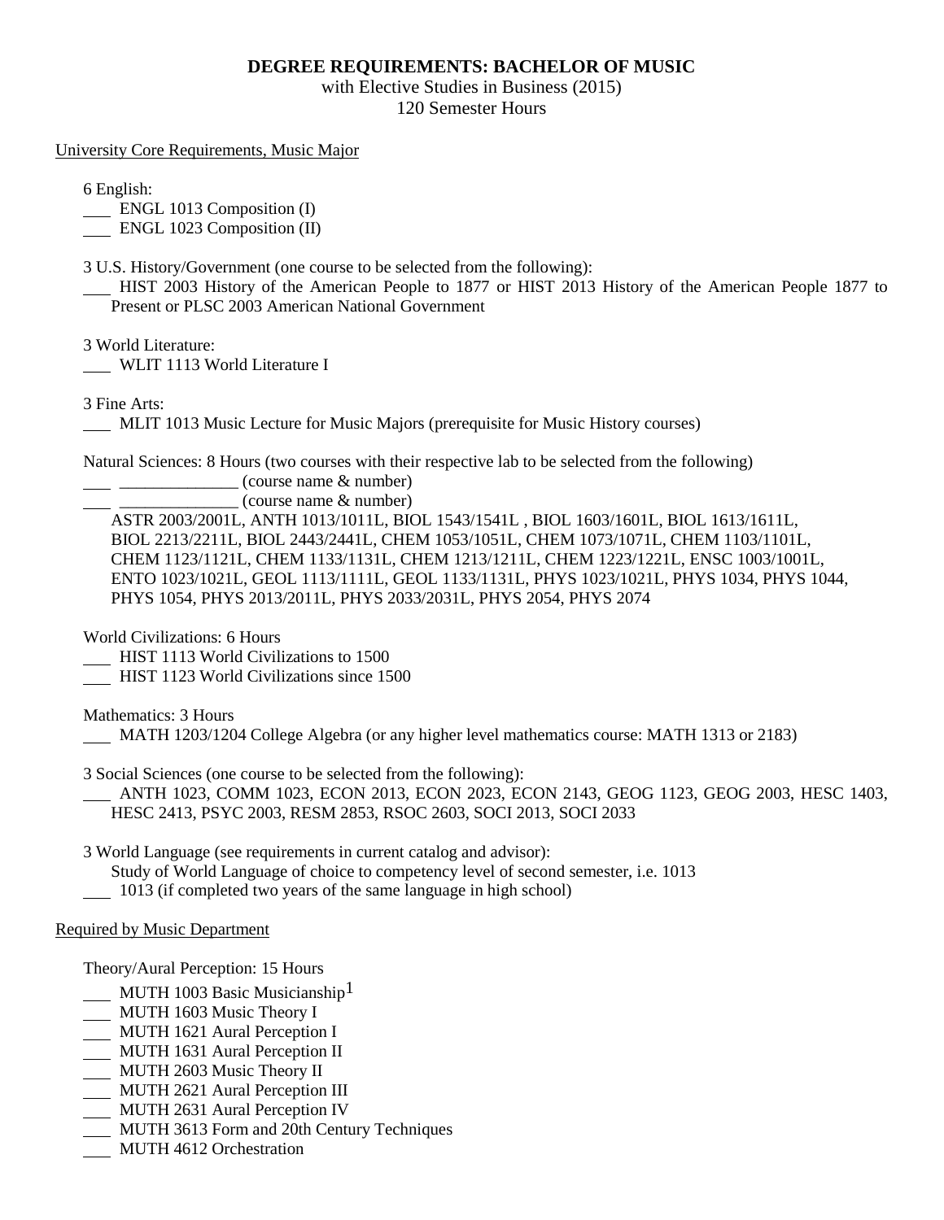**DEGREE REQUIREMENTS: BACHELOR OF MUSIC**

with Elective Studies in Business (2015)

120 Semester Hours

University Core Requirements, Music Major

6 English:

___ ENGL 1013 Composition (I)

___ ENGL 1023 Composition (II)

3 U.S. History/Government (one course to be selected from the following):

___ HIST 2003 History of the American People to 1877 or HIST 2013 History of the American People 1877 to Present or PLSC 2003 American National Government

3 World Literature:

___ WLIT 1113 World Literature I

3 Fine Arts:

___ MLIT 1013 Music Lecture for Music Majors (prerequisite for Music History courses)

Natural Sciences: 8 Hours (two courses with their respective lab to be selected from the following)

___ ______________ (course name & number)

___ ______________ (course name & number)

ASTR 2003/2001L, ANTH 1013/1011L, BIOL 1543/1541L , BIOL 1603/1601L, BIOL 1613/1611L, BIOL 2213/2211L, BIOL 2443/2441L, CHEM 1053/1051L, CHEM 1073/1071L, CHEM 1103/1101L, CHEM 1123/1121L, CHEM 1133/1131L, CHEM 1213/1211L, CHEM 1223/1221L, ENSC 1003/1001L, ENTO 1023/1021L, GEOL 1113/1111L, GEOL 1133/1131L, PHYS 1023/1021L, PHYS 1034, PHYS 1044, PHYS 1054, PHYS 2013/2011L, PHYS 2033/2031L, PHYS 2054, PHYS 2074

World Civilizations: 6 Hours

___ HIST 1113 World Civilizations to 1500

___ HIST 1123 World Civilizations since 1500

Mathematics: 3 Hours

___ MATH 1203/1204 College Algebra (or any higher level mathematics course: MATH 1313 or 2183)

3 Social Sciences (one course to be selected from the following):

___ ANTH 1023, COMM 1023, ECON 2013, ECON 2023, ECON 2143, GEOG 1123, GEOG 2003, HESC 1403, HESC 2413, PSYC 2003, RESM 2853, RSOC 2603, SOCI 2013, SOCI 2033

3 World Language (see requirements in current catalog and advisor):

Study of World Language of choice to competency level of second semester, i.e. 1013

___ 1013 (if completed two years of the same language in high school)

Required by Music Department

Theory/Aural Perception: 15 Hours

___ MUTH 1003 Basic Musicianship[1]

___ MUTH 1603 Music Theory I

___ MUTH 1621 Aural Perception I

___ MUTH 1631 Aural Perception II

___ MUTH 2603 Music Theory II

___ MUTH 2621 Aural Perception III

___ MUTH 2631 Aural Perception IV

___ MUTH 3613 Form and 20th Century Techniques

___ MUTH 4612 Orchestration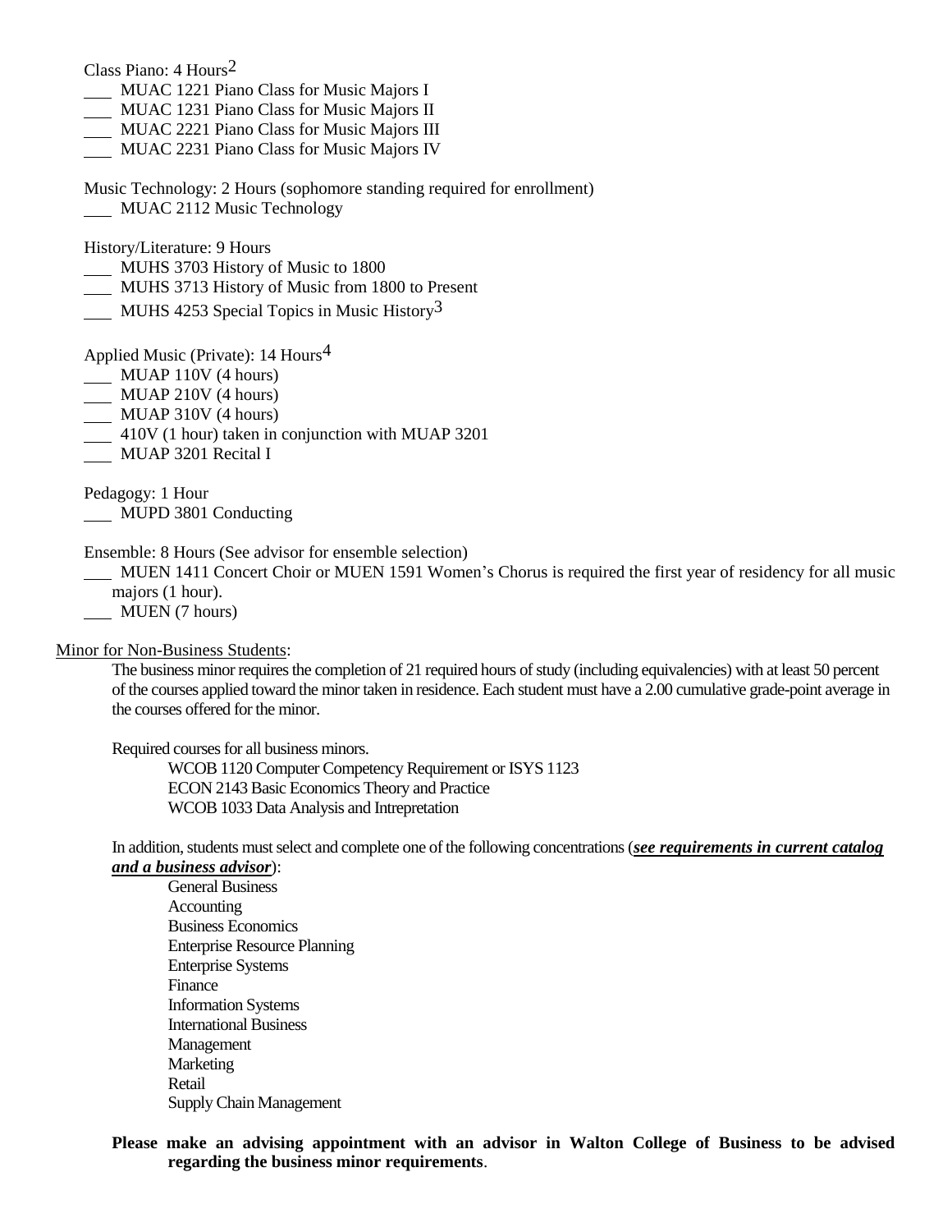Class Piano: 4 Hours[2]

- ___ MUAC 1221 Piano Class for Music Majors I
- ___ MUAC 1231 Piano Class for Music Majors II
- ___ MUAC 2221 Piano Class for Music Majors III
- ___ MUAC 2231 Piano Class for Music Majors IV

Music Technology: 2 Hours (sophomore standing required for enrollment)

- ___ MUAC 2112 Music Technology

History/Literature: 9 Hours

- ___ MUHS 3703 History of Music to 1800
- ___ MUHS 3713 History of Music from 1800 to Present
- ___ MUHS 4253 Special Topics in Music History[3]

Applied Music (Private): 14 Hours[4]

- ___ MUAP 110V (4 hours)
- ___ MUAP 210V (4 hours)
- ___ MUAP 310V (4 hours)
- ___ 410V (1 hour) taken in conjunction with MUAP 3201
- ___ MUAP 3201 Recital I

Pedagogy: 1 Hour

- ___ MUPD 3801 Conducting

Ensemble: 8 Hours (See advisor for ensemble selection)

- ___ MUEN 1411 Concert Choir or MUEN 1591 Women's Chorus is required the first year of residency for all music majors (1 hour).
- ___ MUEN (7 hours)

Minor for Non-Business Students:

The business minor requires the completion of 21 required hours of study (including equivalencies) with at least 50 percent of the courses applied toward the minor taken in residence. Each student must have a 2.00 cumulative grade-point average in the courses offered for the minor.

Required courses for all business minors.

- WCOB 1120 Computer Competency Requirement or ISYS 1123
- ECON 2143 Basic Economics Theory and Practice
- WCOB 1033 Data Analysis and Intrepretation

In addition, students must select and complete one of the following concentrations (***see requirements in current catalog and a business advisor***):

- General Business
- Accounting
- Business Economics
- Enterprise Resource Planning
- Enterprise Systems
- Finance
- Information Systems
- International Business
- Management
- Marketing
- Retail
- Supply Chain Management

**Please make an advising appointment with an advisor in Walton College of Business to be advised regarding the business minor requirements**.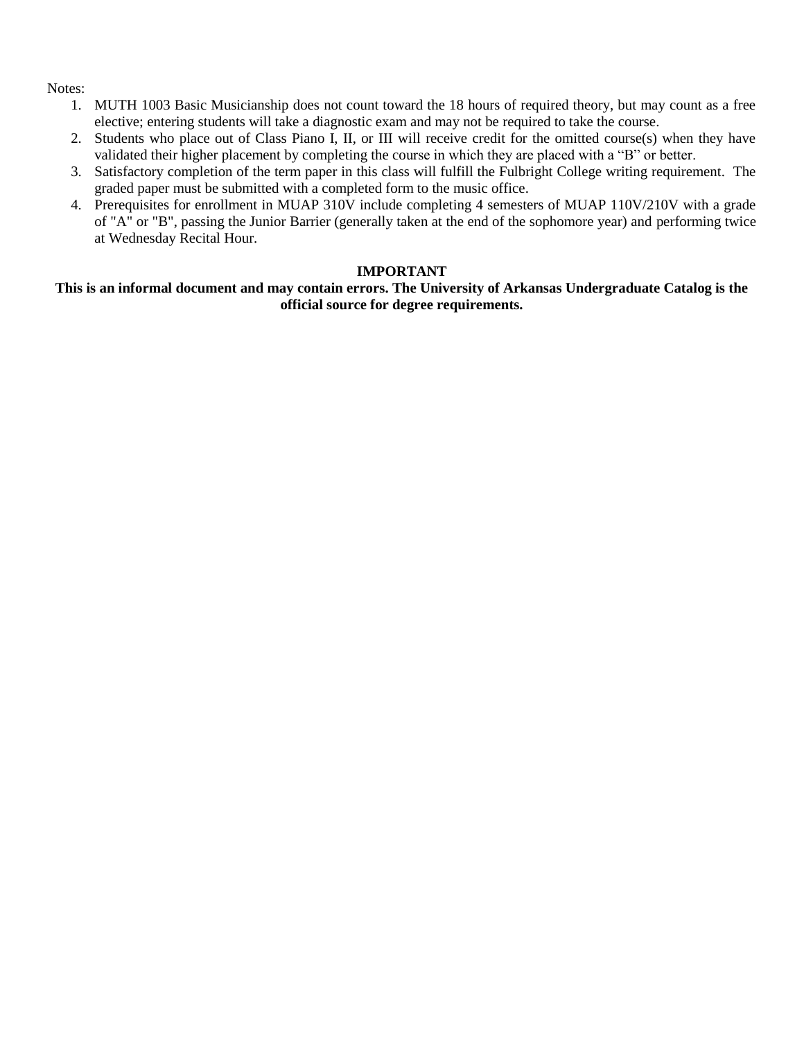Notes:

1. MUTH 1003 Basic Musicianship does not count toward the 18 hours of required theory, but may count as a free elective; entering students will take a diagnostic exam and may not be required to take the course.
2. Students who place out of Class Piano I, II, or III will receive credit for the omitted course(s) when they have validated their higher placement by completing the course in which they are placed with a "B" or better.
3. Satisfactory completion of the term paper in this class will fulfill the Fulbright College writing requirement. The graded paper must be submitted with a completed form to the music office.
4. Prerequisites for enrollment in MUAP 310V include completing 4 semesters of MUAP 110V/210V with a grade of "A" or "B", passing the Junior Barrier (generally taken at the end of the sophomore year) and performing twice at Wednesday Recital Hour.

**IMPORTANT**

**This is an informal document and may contain errors. The University of Arkansas Undergraduate Catalog is the official source for degree requirements.**